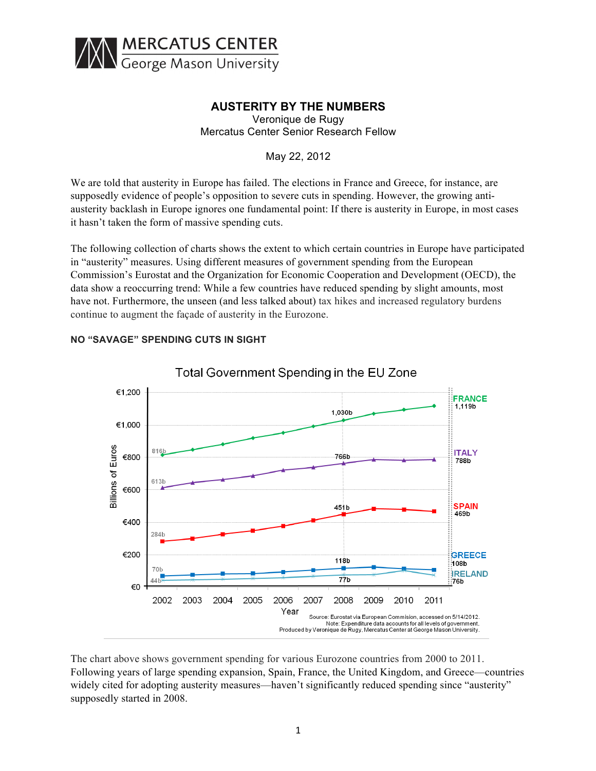# AUSTERITY BY THE NUMBERS

Veronique de Rugy
Mercatus Center Senior Research Fellow

May 22, 2012

We are told that austerity in Europe has failed. The elections in France and Greece, for instance, are supposedly evidence of people's opposition to severe cuts in spending. However, the growing anti-austerity backlash in Europe ignores one fundamental point: If there is austerity in Europe, in most cases it hasn't taken the form of massive spending cuts.

The following collection of charts shows the extent to which certain countries in Europe have participated in "austerity" measures. Using different measures of government spending from the European Commission's Eurostat and the Organization for Economic Cooperation and Development (OECD), the data show a reoccurring trend: While a few countries have reduced spending by slight amounts, most have not. Furthermore, the unseen (and less talked about) tax hikes and increased regulatory burdens continue to augment the façade of austerity in the Eurozone.

### NO "SAVAGE" SPENDING CUTS IN SIGHT

**Total Government Spending in the EU Zone**

| Country | 2002 | 2008 | 2011 |
|---|---|---|---|
| France | 816b | 1,030b | 1,119b |
| Italy | 613b | 766b | 788b |
| Spain | 284b | 451b | 469b |
| Greece | 70b | 118b | 108b |
| Ireland | 44b | 77b | 76b |

Source: Eurostat via European Commision, accessed on 5/14/2012.
Note: Expenditure data accounts for all levels of government.
Produced by Veronique de Rugy, Mercatus Center at George Mason University.

The chart above shows government spending for various Eurozone countries from 2000 to 2011. Following years of large spending expansion, Spain, France, the United Kingdom, and Greece—countries widely cited for adopting austerity measures—haven't significantly reduced spending since "austerity" supposedly started in 2008.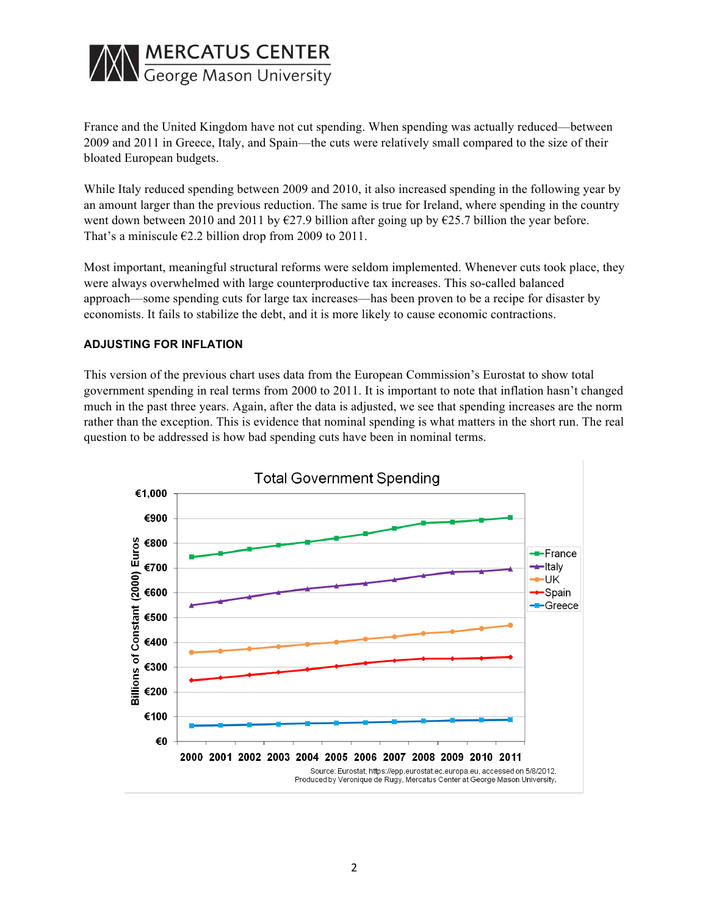France and the United Kingdom have not cut spending. When spending was actually reduced—between 2009 and 2011 in Greece, Italy, and Spain—the cuts were relatively small compared to the size of their bloated European budgets.

While Italy reduced spending between 2009 and 2010, it also increased spending in the following year by an amount larger than the previous reduction. The same is true for Ireland, where spending in the country went down between 2010 and 2011 by €27.9 billion after going up by €25.7 billion the year before. That's a miniscule €2.2 billion drop from 2009 to 2011.

Most important, meaningful structural reforms were seldom implemented. Whenever cuts took place, they were always overwhelmed with large counterproductive tax increases. This so-called balanced approach—some spending cuts for large tax increases—has been proven to be a recipe for disaster by economists. It fails to stabilize the debt, and it is more likely to cause economic contractions.

### ADJUSTING FOR INFLATION

This version of the previous chart uses data from the European Commission's Eurostat to show total government spending in real terms from 2000 to 2011. It is important to note that inflation hasn't changed much in the past three years. Again, after the data is adjusted, we see that spending increases are the norm rather than the exception. This is evidence that nominal spending is what matters in the short run. The real question to be addressed is how bad spending cuts have been in nominal terms.

Total Government Spending

Source: Eurostat, https://epp.eurostat.ec.europa.eu, accessed on 5/8/2012.
Produced by Veronique de Rugy, Mercatus Center at George Mason University.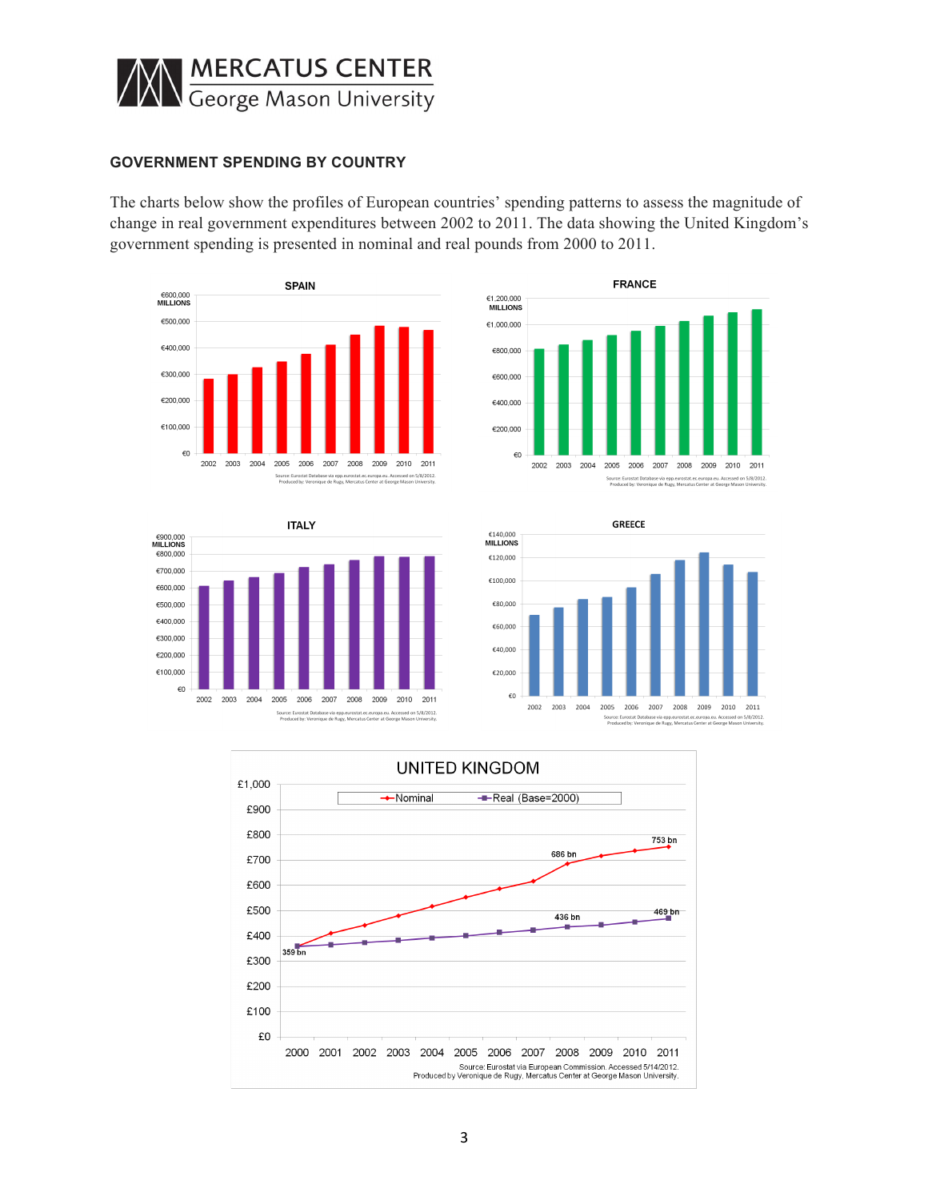## GOVERNMENT SPENDING BY COUNTRY

The charts below show the profiles of European countries' spending patterns to assess the magnitude of change in real government expenditures between 2002 to 2011. The data showing the United Kingdom's government spending is presented in nominal and real pounds from 2000 to 2011.

**SPAIN**

Source: Eurostat Database via epp.eurostat.ec.europa.eu. Accessed on 5/8/2012.
Produced by: Veronique de Rugy, Mercatus Center at George Mason University.

**FRANCE**

Source: Eurostat Database via epp.eurostat.ec.europa.eu. Accessed on 5/8/2012.
Produced by: Veronique de Rugy, Mercatus Center at George Mason University.

**ITALY**

Source: Eurostat Database via epp.eurostat.ec.europa.eu. Accessed on 5/8/2012.
Produced by: Veronique de Rugy, Mercatus Center at George Mason University.

**GREECE**

Source: Eurostat Database via epp.eurostat.ec.europa.eu. Accessed on 5/8/2012.
Produced by: Veronique de Rugy, Mercatus Center at George Mason University.

**UNITED KINGDOM**

Nominal — Real (Base=2000)

359 bn; 686 bn; 753 bn; 436 bn; 469 bn

Source: Eurostat via European Commission. Accessed 5/14/2012.
Produced by Veronique de Rugy, Mercatus Center at George Mason University.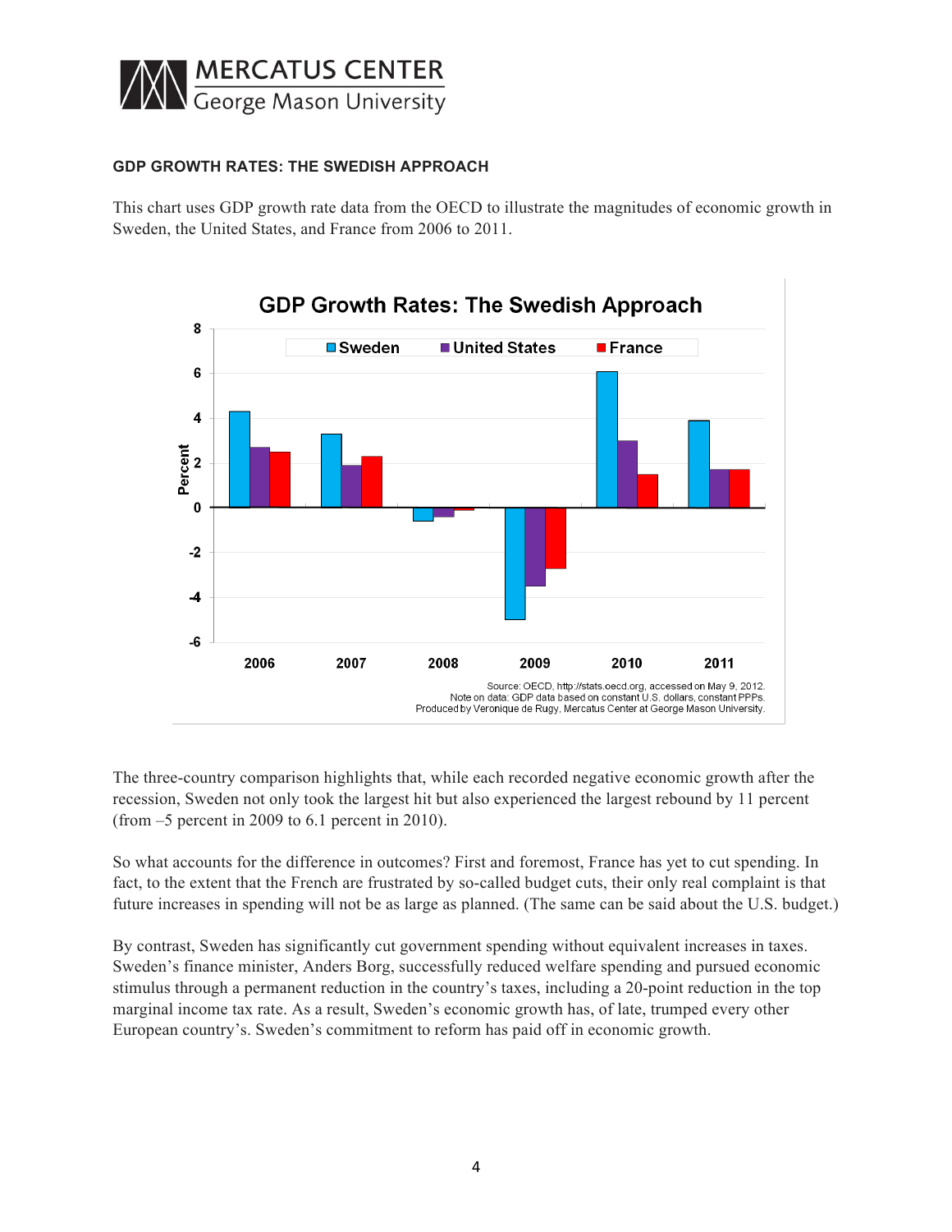**GDP GROWTH RATES: THE SWEDISH APPROACH**

This chart uses GDP growth rate data from the OECD to illustrate the magnitudes of economic growth in Sweden, the United States, and France from 2006 to 2011.

**GDP Growth Rates: The Swedish Approach**

Source: OECD, http://stats.oecd.org, accessed on May 9, 2012.
Note on data: GDP data based on constant U.S. dollars, constant PPPs.
Produced by Veronique de Rugy, Mercatus Center at George Mason University.

The three-country comparison highlights that, while each recorded negative economic growth after the recession, Sweden not only took the largest hit but also experienced the largest rebound by 11 percent (from –5 percent in 2009 to 6.1 percent in 2010).

So what accounts for the difference in outcomes? First and foremost, France has yet to cut spending. In fact, to the extent that the French are frustrated by so-called budget cuts, their only real complaint is that future increases in spending will not be as large as planned. (The same can be said about the U.S. budget.)

By contrast, Sweden has significantly cut government spending without equivalent increases in taxes. Sweden's finance minister, Anders Borg, successfully reduced welfare spending and pursued economic stimulus through a permanent reduction in the country's taxes, including a 20-point reduction in the top marginal income tax rate. As a result, Sweden's economic growth has, of late, trumped every other European country's. Sweden's commitment to reform has paid off in economic growth.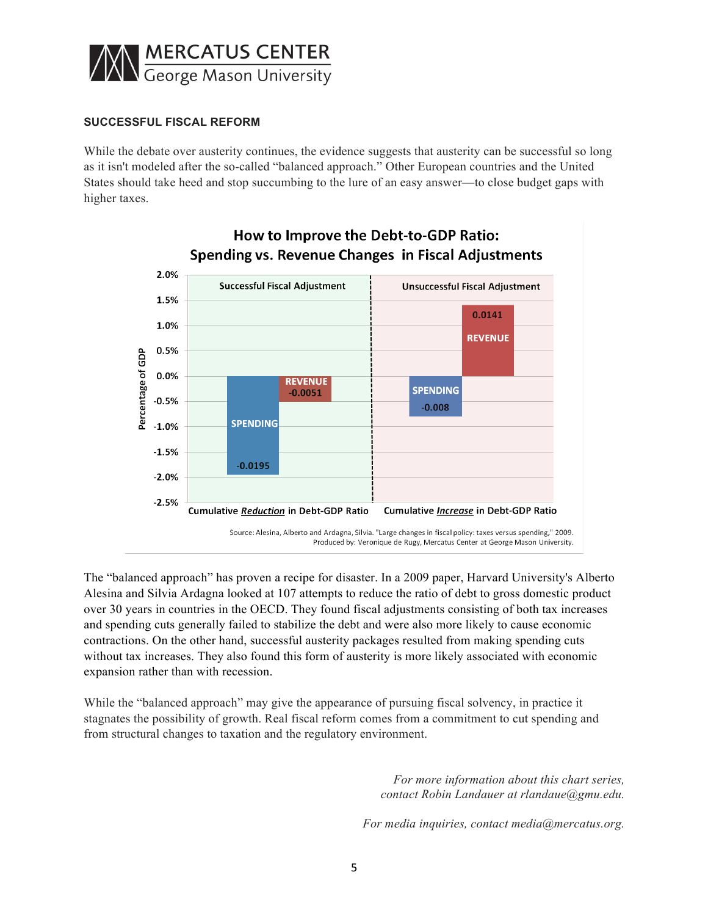MERCATUS CENTER
George Mason University

**SUCCESSFUL FISCAL REFORM**

While the debate over austerity continues, the evidence suggests that austerity can be successful so long as it isn't modeled after the so-called "balanced approach." Other European countries and the United States should take heed and stop succumbing to the lure of an easy answer—to close budget gaps with higher taxes.

How to Improve the Debt-to-GDP Ratio:
Spending vs. Revenue Changes in Fiscal Adjustments

Percentage of GDP

2.0%
1.5%
1.0%
0.5%
0.0%
-0.5%
-1.0%
-1.5%
-2.0%
-2.5%

Successful Fiscal Adjustment

SPENDING
-0.0195

REVENUE
-0.0051

Unsuccessful Fiscal Adjustment

SPENDING
-0.008

0.0141
REVENUE

Cumulative *Reduction* in Debt-GDP Ratio

Cumulative *Increase* in Debt-GDP Ratio

Source: Alesina, Alberto and Ardagna, Silvia. "Large changes in fiscal policy: taxes versus spending," 2009.
Produced by: Veronique de Rugy, Mercatus Center at George Mason University.

The "balanced approach" has proven a recipe for disaster. In a 2009 paper, Harvard University's Alberto Alesina and Silvia Ardagna looked at 107 attempts to reduce the ratio of debt to gross domestic product over 30 years in countries in the OECD. They found fiscal adjustments consisting of both tax increases and spending cuts generally failed to stabilize the debt and were also more likely to cause economic contractions. On the other hand, successful austerity packages resulted from making spending cuts without tax increases. They also found this form of austerity is more likely associated with economic expansion rather than with recession.

While the "balanced approach" may give the appearance of pursuing fiscal solvency, in practice it stagnates the possibility of growth. Real fiscal reform comes from a commitment to cut spending and from structural changes to taxation and the regulatory environment.

*For more information about this chart series, contact Robin Landauer at rlandaue@gmu.edu.*

*For media inquiries, contact media@mercatus.org.*